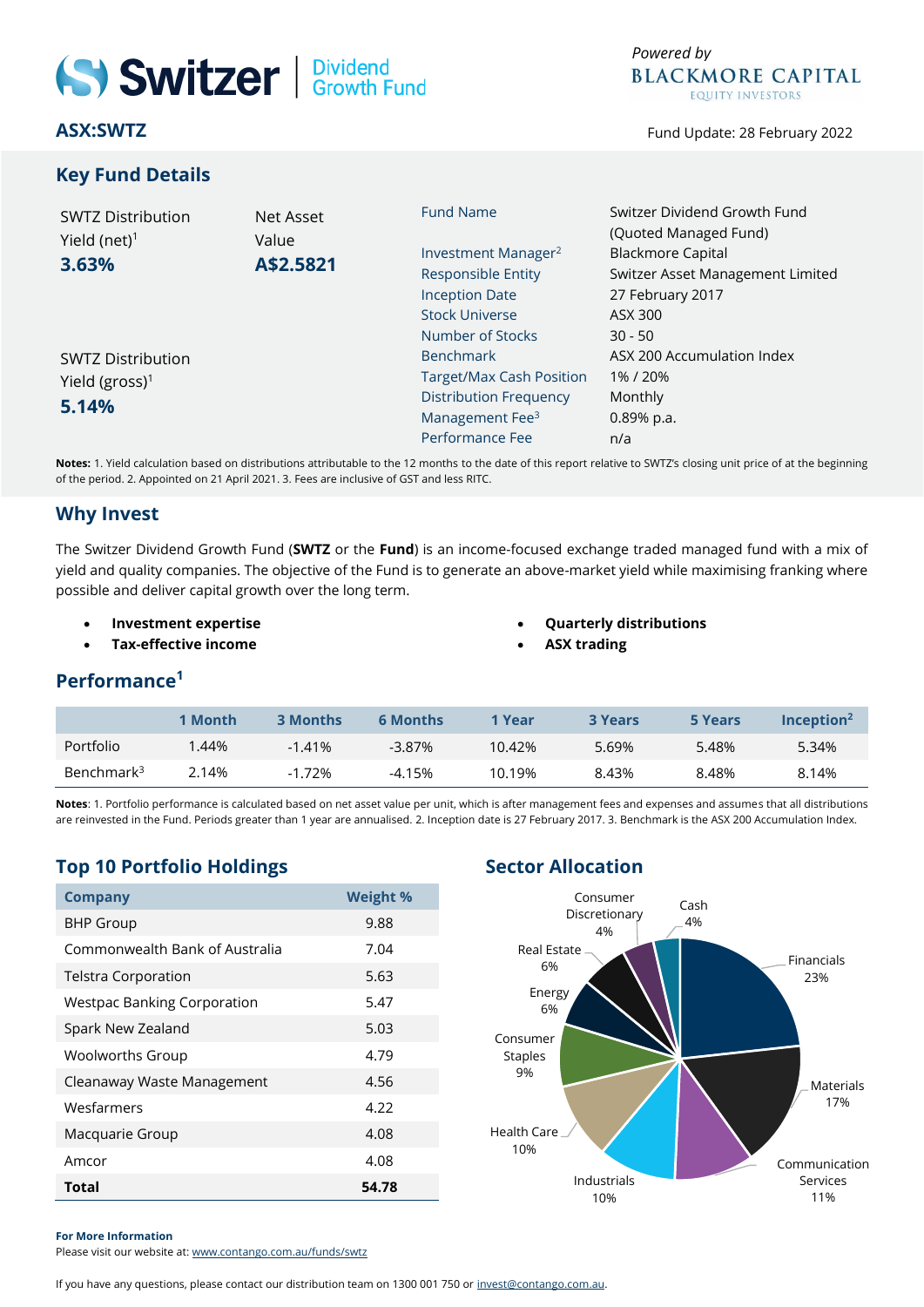# Switzer | Dividend Growth Fund

*Powered by* BLACKMORE CAPITAL EQUITY INVESTORS

**ASX:SWTZ**

Fund Update: 28 February 2022

## Key Fund Details

SWTZ Distribution Yield (net)[1]
**3.63%**

Net Asset Value
**A$2.5821**

SWTZ Distribution Yield (gross)[1]
**5.14%**

| | |
|---|---|
| Fund Name | Switzer Dividend Growth Fund (Quoted Managed Fund) |
| Investment Manager[2] | Blackmore Capital |
| Responsible Entity | Switzer Asset Management Limited |
| Inception Date | 27 February 2017 |
| Stock Universe | ASX 300 |
| Number of Stocks | 30 - 50 |
| Benchmark | ASX 200 Accumulation Index |
| Target/Max Cash Position | 1% / 20% |
| Distribution Frequency | Monthly |
| Management Fee[3] | 0.89% p.a. |
| Performance Fee | n/a |

**Notes:** 1. Yield calculation based on distributions attributable to the 12 months to the date of this report relative to SWTZ's closing unit price of at the beginning of the period. 2. Appointed on 21 April 2021. 3. Fees are inclusive of GST and less RITC.

## Why Invest

The Switzer Dividend Growth Fund (**SWTZ** or the **Fund**) is an income-focused exchange traded managed fund with a mix of yield and quality companies. The objective of the Fund is to generate an above-market yield while maximising franking where possible and deliver capital growth over the long term.

- **Investment expertise**
- **Tax-effective income**
- **Quarterly distributions**
- **ASX trading**

## Performance[1]

| | 1 Month | 3 Months | 6 Months | 1 Year | 3 Years | 5 Years | Inception[2] |
|---|---|---|---|---|---|---|---|
| Portfolio | 1.44% | -1.41% | -3.87% | 10.42% | 5.69% | 5.48% | 5.34% |
| Benchmark[3] | 2.14% | -1.72% | -4.15% | 10.19% | 8.43% | 8.48% | 8.14% |

**Notes**: 1. Portfolio performance is calculated based on net asset value per unit, which is after management fees and expenses and assumes that all distributions are reinvested in the Fund. Periods greater than 1 year are annualised. 2. Inception date is 27 February 2017. 3. Benchmark is the ASX 200 Accumulation Index.

## Top 10 Portfolio Holdings

| Company | Weight % |
|---|---|
| BHP Group | 9.88 |
| Commonwealth Bank of Australia | 7.04 |
| Telstra Corporation | 5.63 |
| Westpac Banking Corporation | 5.47 |
| Spark New Zealand | 5.03 |
| Woolworths Group | 4.79 |
| Cleanaway Waste Management | 4.56 |
| Wesfarmers | 4.22 |
| Macquarie Group | 4.08 |
| Amcor | 4.08 |
| **Total** | **54.78** |

## Sector Allocation

| Sector | Allocation |
|---|---|
| Financials | 23% |
| Materials | 17% |
| Communication Services | 11% |
| Industrials | 10% |
| Health Care | 10% |
| Consumer Staples | 9% |
| Energy | 6% |
| Real Estate | 6% |
| Consumer Discretionary | 4% |
| Cash | 4% |

**For More Information**
Please visit our website at: www.contango.com.au/funds/swtz

If you have any questions, please contact our distribution team on 1300 001 750 or invest@contango.com.au.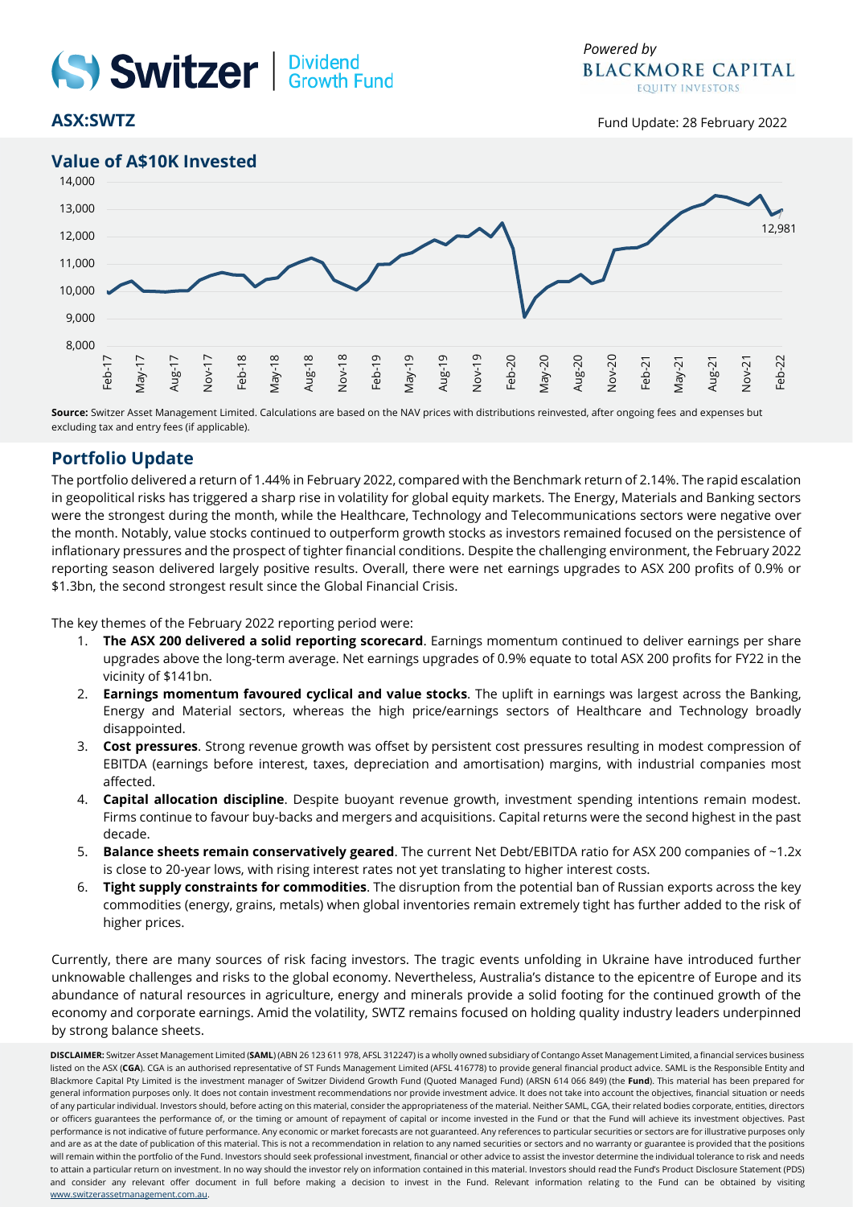**Switzer | Dividend Growth Fund**

*Powered by* **BLACKMORE CAPITAL** EQUITY INVESTORS

## ASX:SWTZ

Fund Update: 28 February 2022

### Value of A$10K Invested

14,000
13,000
12,000
11,000
10,000
9,000
8,000

Feb-17
May-17
Aug-17
Nov-17
Feb-18
May-18
Aug-18
Nov-18
Feb-19
May-19
Aug-19
Nov-19
Feb-20
May-20
Aug-20
Nov-20
Feb-21
May-21
Aug-21
Nov-21
Feb-22

12,981

**Source:** Switzer Asset Management Limited. Calculations are based on the NAV prices with distributions reinvested, after ongoing fees and expenses but excluding tax and entry fees (if applicable).

## Portfolio Update

The portfolio delivered a return of 1.44% in February 2022, compared with the Benchmark return of 2.14%. The rapid escalation in geopolitical risks has triggered a sharp rise in volatility for global equity markets. The Energy, Materials and Banking sectors were the strongest during the month, while the Healthcare, Technology and Telecommunications sectors were negative over the month. Notably, value stocks continued to outperform growth stocks as investors remained focused on the persistence of inflationary pressures and the prospect of tighter financial conditions. Despite the challenging environment, the February 2022 reporting season delivered largely positive results. Overall, there were net earnings upgrades to ASX 200 profits of 0.9% or $1.3bn, the second strongest result since the Global Financial Crisis.

The key themes of the February 2022 reporting period were:

1. **The ASX 200 delivered a solid reporting scorecard**. Earnings momentum continued to deliver earnings per share upgrades above the long-term average. Net earnings upgrades of 0.9% equate to total ASX 200 profits for FY22 in the vicinity of $141bn.
2. **Earnings momentum favoured cyclical and value stocks**. The uplift in earnings was largest across the Banking, Energy and Material sectors, whereas the high price/earnings sectors of Healthcare and Technology broadly disappointed.
3. **Cost pressures**. Strong revenue growth was offset by persistent cost pressures resulting in modest compression of EBITDA (earnings before interest, taxes, depreciation and amortisation) margins, with industrial companies most affected.
4. **Capital allocation discipline**. Despite buoyant revenue growth, investment spending intentions remain modest. Firms continue to favour buy-backs and mergers and acquisitions. Capital returns were the second highest in the past decade.
5. **Balance sheets remain conservatively geared**. The current Net Debt/EBITDA ratio for ASX 200 companies of ~1.2x is close to 20-year lows, with rising interest rates not yet translating to higher interest costs.
6. **Tight supply constraints for commodities**. The disruption from the potential ban of Russian exports across the key commodities (energy, grains, metals) when global inventories remain extremely tight has further added to the risk of higher prices.

Currently, there are many sources of risk facing investors. The tragic events unfolding in Ukraine have introduced further unknowable challenges and risks to the global economy. Nevertheless, Australia's distance to the epicentre of Europe and its abundance of natural resources in agriculture, energy and minerals provide a solid footing for the continued growth of the economy and corporate earnings. Amid the volatility, SWTZ remains focused on holding quality industry leaders underpinned by strong balance sheets.

**DISCLAIMER:** Switzer Asset Management Limited (**SAML**) (ABN 26 123 611 978, AFSL 312247) is a wholly owned subsidiary of Contango Asset Management Limited, a financial services business listed on the ASX (**CGA**). CGA is an authorised representative of ST Funds Management Limited (AFSL 416778) to provide general financial product advice. SAML is the Responsible Entity and Blackmore Capital Pty Limited is the investment manager of Switzer Dividend Growth Fund (Quoted Managed Fund) (ARSN 614 066 849) (the **Fund**). This material has been prepared for general information purposes only. It does not contain investment recommendations nor provide investment advice. It does not take into account the objectives, financial situation or needs of any particular individual. Investors should, before acting on this material, consider the appropriateness of the material. Neither SAML, CGA, their related bodies corporate, entities, directors or officers guarantees the performance of, or the timing or amount of repayment of capital or income invested in the Fund or that the Fund will achieve its investment objectives. Past performance is not indicative of future performance. Any economic or market forecasts are not guaranteed. Any references to particular securities or sectors are for illustrative purposes only and are as at the date of publication of this material. This is not a recommendation in relation to any named securities or sectors and no warranty or guarantee is provided that the positions will remain within the portfolio of the Fund. Investors should seek professional investment, financial or other advice to assist the investor determine the individual tolerance to risk and needs to attain a particular return on investment. In no way should the investor rely on information contained in this material. Investors should read the Fund's Product Disclosure Statement (PDS) and consider any relevant offer document in full before making a decision to invest in the Fund. Relevant information relating to the Fund can be obtained by visiting www.switzerassetmanagement.com.au.